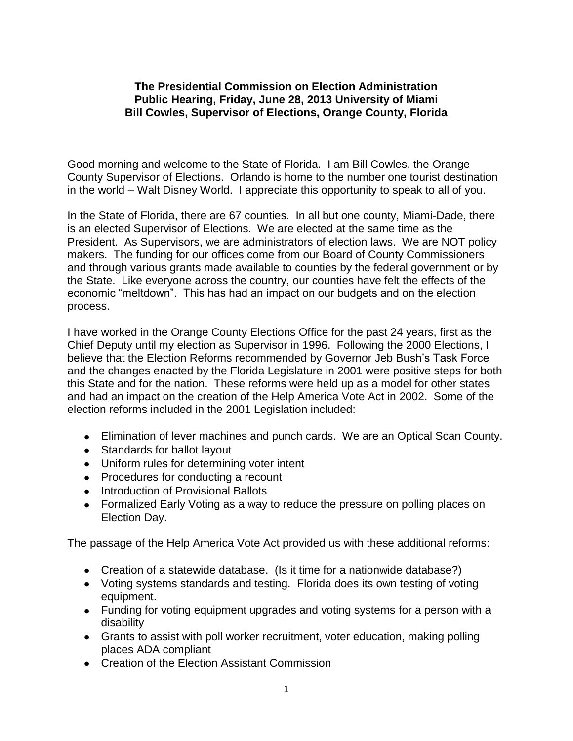**The Presidential Commission on Election Administration**
**Public Hearing, Friday, June 28, 2013 University of Miami**
**Bill Cowles, Supervisor of Elections, Orange County, Florida**

Good morning and welcome to the State of Florida. I am Bill Cowles, the Orange County Supervisor of Elections. Orlando is home to the number one tourist destination in the world – Walt Disney World. I appreciate this opportunity to speak to all of you.

In the State of Florida, there are 67 counties. In all but one county, Miami-Dade, there is an elected Supervisor of Elections. We are elected at the same time as the President. As Supervisors, we are administrators of election laws. We are NOT policy makers. The funding for our offices come from our Board of County Commissioners and through various grants made available to counties by the federal government or by the State. Like everyone across the country, our counties have felt the effects of the economic "meltdown". This has had an impact on our budgets and on the election process.

I have worked in the Orange County Elections Office for the past 24 years, first as the Chief Deputy until my election as Supervisor in 1996. Following the 2000 Elections, I believe that the Election Reforms recommended by Governor Jeb Bush's Task Force and the changes enacted by the Florida Legislature in 2001 were positive steps for both this State and for the nation. These reforms were held up as a model for other states and had an impact on the creation of the Help America Vote Act in 2002. Some of the election reforms included in the 2001 Legislation included:

- Elimination of lever machines and punch cards. We are an Optical Scan County.
- Standards for ballot layout
- Uniform rules for determining voter intent
- Procedures for conducting a recount
- Introduction of Provisional Ballots
- Formalized Early Voting as a way to reduce the pressure on polling places on Election Day.

The passage of the Help America Vote Act provided us with these additional reforms:

- Creation of a statewide database. (Is it time for a nationwide database?)
- Voting systems standards and testing. Florida does its own testing of voting equipment.
- Funding for voting equipment upgrades and voting systems for a person with a disability
- Grants to assist with poll worker recruitment, voter education, making polling places ADA compliant
- Creation of the Election Assistant Commission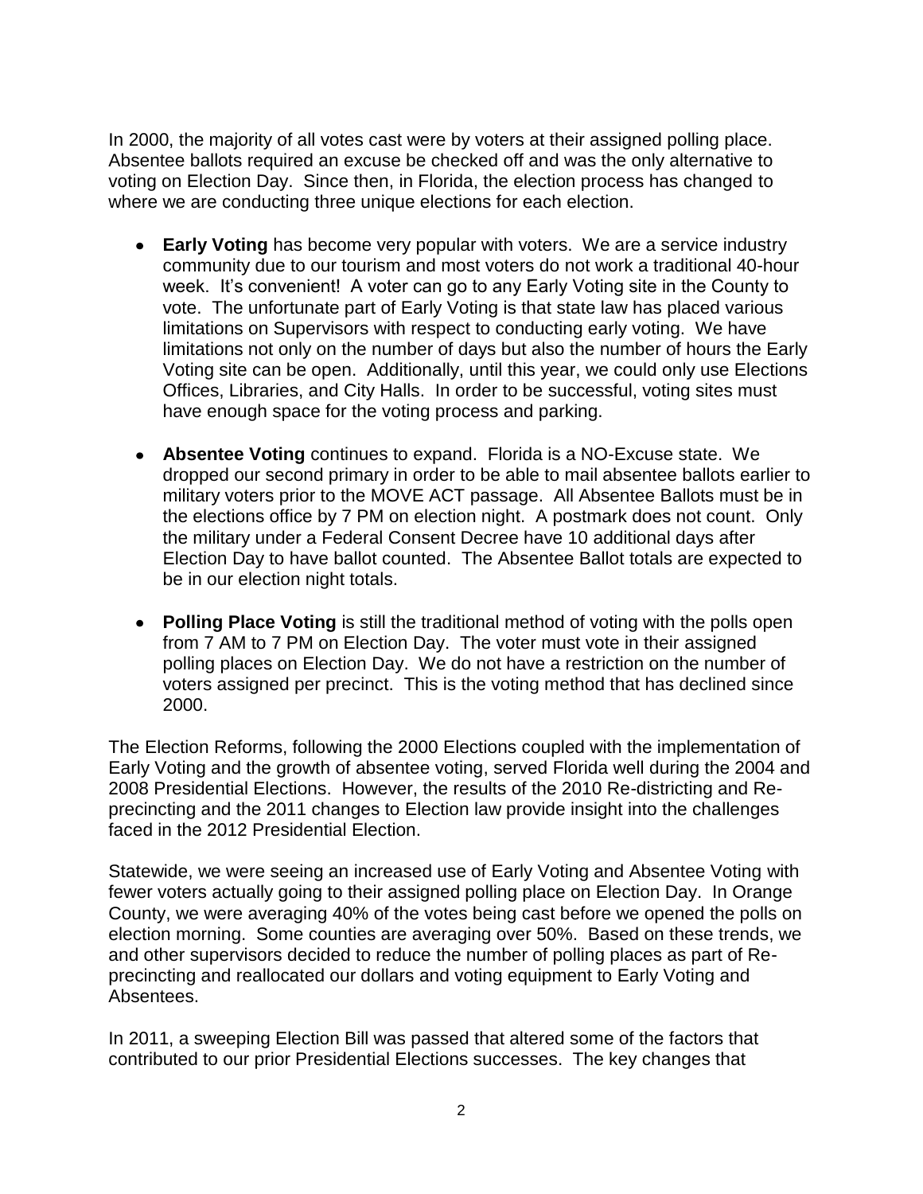In 2000, the majority of all votes cast were by voters at their assigned polling place. Absentee ballots required an excuse be checked off and was the only alternative to voting on Election Day. Since then, in Florida, the election process has changed to where we are conducting three unique elections for each election.

- **Early Voting** has become very popular with voters. We are a service industry community due to our tourism and most voters do not work a traditional 40-hour week. It's convenient! A voter can go to any Early Voting site in the County to vote. The unfortunate part of Early Voting is that state law has placed various limitations on Supervisors with respect to conducting early voting. We have limitations not only on the number of days but also the number of hours the Early Voting site can be open. Additionally, until this year, we could only use Elections Offices, Libraries, and City Halls. In order to be successful, voting sites must have enough space for the voting process and parking.
- **Absentee Voting** continues to expand. Florida is a NO-Excuse state. We dropped our second primary in order to be able to mail absentee ballots earlier to military voters prior to the MOVE ACT passage. All Absentee Ballots must be in the elections office by 7 PM on election night. A postmark does not count. Only the military under a Federal Consent Decree have 10 additional days after Election Day to have ballot counted. The Absentee Ballot totals are expected to be in our election night totals.
- **Polling Place Voting** is still the traditional method of voting with the polls open from 7 AM to 7 PM on Election Day. The voter must vote in their assigned polling places on Election Day. We do not have a restriction on the number of voters assigned per precinct. This is the voting method that has declined since 2000.

The Election Reforms, following the 2000 Elections coupled with the implementation of Early Voting and the growth of absentee voting, served Florida well during the 2004 and 2008 Presidential Elections. However, the results of the 2010 Re-districting and Re-precincting and the 2011 changes to Election law provide insight into the challenges faced in the 2012 Presidential Election.

Statewide, we were seeing an increased use of Early Voting and Absentee Voting with fewer voters actually going to their assigned polling place on Election Day. In Orange County, we were averaging 40% of the votes being cast before we opened the polls on election morning. Some counties are averaging over 50%. Based on these trends, we and other supervisors decided to reduce the number of polling places as part of Re-precincting and reallocated our dollars and voting equipment to Early Voting and Absentees.

In 2011, a sweeping Election Bill was passed that altered some of the factors that contributed to our prior Presidential Elections successes. The key changes that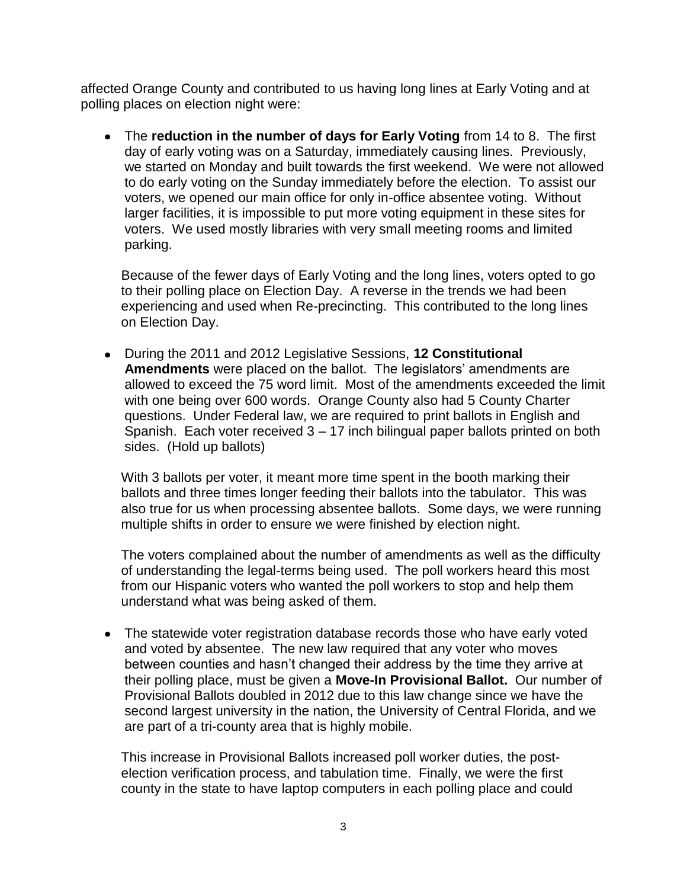affected Orange County and contributed to us having long lines at Early Voting and at polling places on election night were:

- The **reduction in the number of days for Early Voting** from 14 to 8. The first day of early voting was on a Saturday, immediately causing lines. Previously, we started on Monday and built towards the first weekend. We were not allowed to do early voting on the Sunday immediately before the election. To assist our voters, we opened our main office for only in-office absentee voting. Without larger facilities, it is impossible to put more voting equipment in these sites for voters. We used mostly libraries with very small meeting rooms and limited parking.

  Because of the fewer days of Early Voting and the long lines, voters opted to go to their polling place on Election Day. A reverse in the trends we had been experiencing and used when Re-precincting. This contributed to the long lines on Election Day.

- During the 2011 and 2012 Legislative Sessions, **12 Constitutional Amendments** were placed on the ballot. The legislators' amendments are allowed to exceed the 75 word limit. Most of the amendments exceeded the limit with one being over 600 words. Orange County also had 5 County Charter questions. Under Federal law, we are required to print ballots in English and Spanish. Each voter received 3 – 17 inch bilingual paper ballots printed on both sides. (Hold up ballots)

  With 3 ballots per voter, it meant more time spent in the booth marking their ballots and three times longer feeding their ballots into the tabulator. This was also true for us when processing absentee ballots. Some days, we were running multiple shifts in order to ensure we were finished by election night.

  The voters complained about the number of amendments as well as the difficulty of understanding the legal-terms being used. The poll workers heard this most from our Hispanic voters who wanted the poll workers to stop and help them understand what was being asked of them.

- The statewide voter registration database records those who have early voted and voted by absentee. The new law required that any voter who moves between counties and hasn't changed their address by the time they arrive at their polling place, must be given a **Move-In Provisional Ballot.** Our number of Provisional Ballots doubled in 2012 due to this law change since we have the second largest university in the nation, the University of Central Florida, and we are part of a tri-county area that is highly mobile.

  This increase in Provisional Ballots increased poll worker duties, the post-election verification process, and tabulation time. Finally, we were the first county in the state to have laptop computers in each polling place and could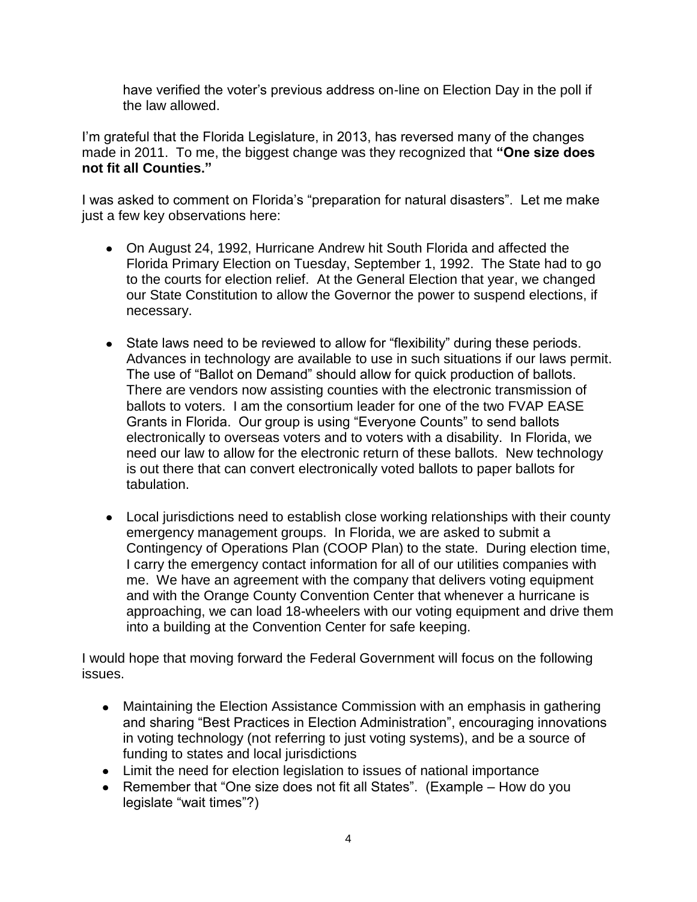have verified the voter's previous address on-line on Election Day in the poll if the law allowed.

I'm grateful that the Florida Legislature, in 2013, has reversed many of the changes made in 2011. To me, the biggest change was they recognized that **"One size does not fit all Counties."**

I was asked to comment on Florida's "preparation for natural disasters". Let me make just a few key observations here:

- On August 24, 1992, Hurricane Andrew hit South Florida and affected the Florida Primary Election on Tuesday, September 1, 1992. The State had to go to the courts for election relief. At the General Election that year, we changed our State Constitution to allow the Governor the power to suspend elections, if necessary.

- State laws need to be reviewed to allow for "flexibility" during these periods. Advances in technology are available to use in such situations if our laws permit. The use of "Ballot on Demand" should allow for quick production of ballots. There are vendors now assisting counties with the electronic transmission of ballots to voters. I am the consortium leader for one of the two FVAP EASE Grants in Florida. Our group is using "Everyone Counts" to send ballots electronically to overseas voters and to voters with a disability. In Florida, we need our law to allow for the electronic return of these ballots. New technology is out there that can convert electronically voted ballots to paper ballots for tabulation.

- Local jurisdictions need to establish close working relationships with their county emergency management groups. In Florida, we are asked to submit a Contingency of Operations Plan (COOP Plan) to the state. During election time, I carry the emergency contact information for all of our utilities companies with me. We have an agreement with the company that delivers voting equipment and with the Orange County Convention Center that whenever a hurricane is approaching, we can load 18-wheelers with our voting equipment and drive them into a building at the Convention Center for safe keeping.

I would hope that moving forward the Federal Government will focus on the following issues.

- Maintaining the Election Assistance Commission with an emphasis in gathering and sharing "Best Practices in Election Administration", encouraging innovations in voting technology (not referring to just voting systems), and be a source of funding to states and local jurisdictions
- Limit the need for election legislation to issues of national importance
- Remember that "One size does not fit all States". (Example – How do you legislate "wait times"?)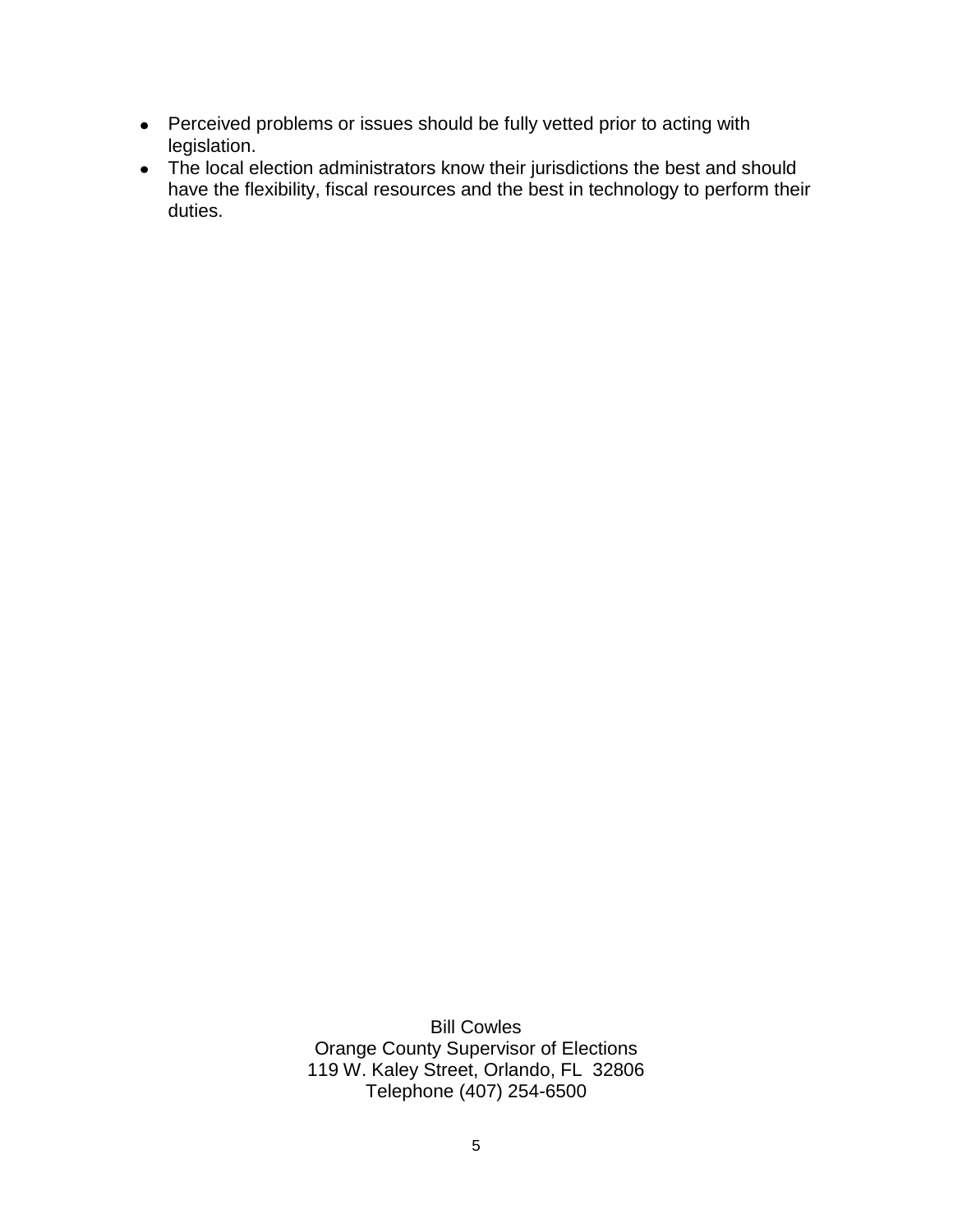- Perceived problems or issues should be fully vetted prior to acting with legislation.
- The local election administrators know their jurisdictions the best and should have the flexibility, fiscal resources and the best in technology to perform their duties.

Bill Cowles
Orange County Supervisor of Elections
119 W. Kaley Street, Orlando, FL 32806
Telephone (407) 254-6500